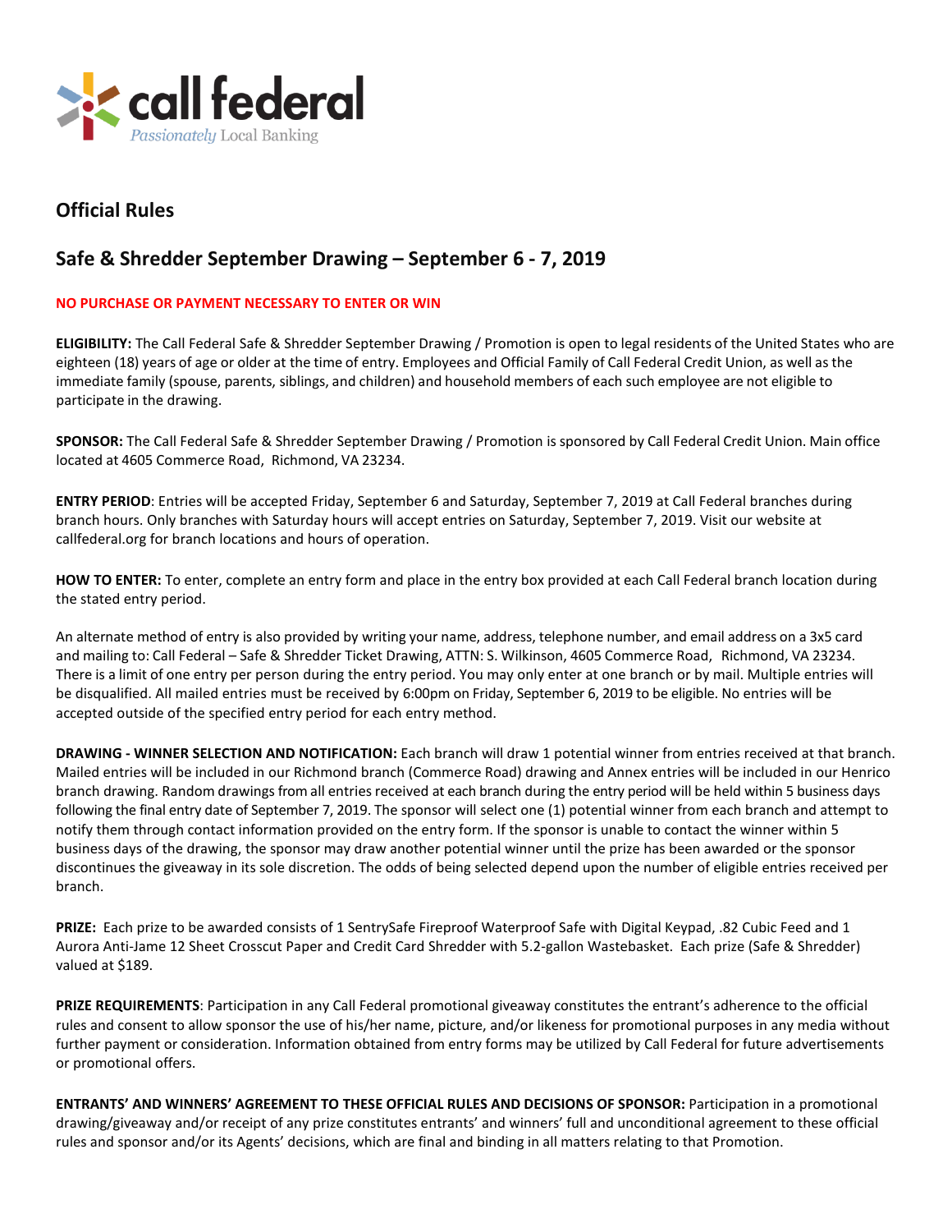call federal
*Passionately* Local Banking

## Official Rules

## Safe & Shredder September Drawing – September 6 - 7, 2019

**NO PURCHASE OR PAYMENT NECESSARY TO ENTER OR WIN**

**ELIGIBILITY:** The Call Federal Safe & Shredder September Drawing / Promotion is open to legal residents of the United States who are eighteen (18) years of age or older at the time of entry. Employees and Official Family of Call Federal Credit Union, as well as the immediate family (spouse, parents, siblings, and children) and household members of each such employee are not eligible to participate in the drawing.

**SPONSOR:** The Call Federal Safe & Shredder September Drawing / Promotion is sponsored by Call Federal Credit Union. Main office located at 4605 Commerce Road, Richmond, VA 23234.

**ENTRY PERIOD**: Entries will be accepted Friday, September 6 and Saturday, September 7, 2019 at Call Federal branches during branch hours. Only branches with Saturday hours will accept entries on Saturday, September 7, 2019. Visit our website at callfederal.org for branch locations and hours of operation.

**HOW TO ENTER:** To enter, complete an entry form and place in the entry box provided at each Call Federal branch location during the stated entry period.

An alternate method of entry is also provided by writing your name, address, telephone number, and email address on a 3x5 card and mailing to: Call Federal – Safe & Shredder Ticket Drawing, ATTN: S. Wilkinson, 4605 Commerce Road, Richmond, VA 23234. There is a limit of one entry per person during the entry period. You may only enter at one branch or by mail. Multiple entries will be disqualified. All mailed entries must be received by 6:00pm on Friday, September 6, 2019 to be eligible. No entries will be accepted outside of the specified entry period for each entry method.

**DRAWING - WINNER SELECTION AND NOTIFICATION:** Each branch will draw 1 potential winner from entries received at that branch. Mailed entries will be included in our Richmond branch (Commerce Road) drawing and Annex entries will be included in our Henrico branch drawing. Random drawings from all entries received at each branch during the entry period will be held within 5 business days following the final entry date of September 7, 2019. The sponsor will select one (1) potential winner from each branch and attempt to notify them through contact information provided on the entry form. If the sponsor is unable to contact the winner within 5 business days of the drawing, the sponsor may draw another potential winner until the prize has been awarded or the sponsor discontinues the giveaway in its sole discretion. The odds of being selected depend upon the number of eligible entries received per branch.

**PRIZE:** Each prize to be awarded consists of 1 SentrySafe Fireproof Waterproof Safe with Digital Keypad, .82 Cubic Feed and 1 Aurora Anti-Jame 12 Sheet Crosscut Paper and Credit Card Shredder with 5.2-gallon Wastebasket. Each prize (Safe & Shredder) valued at $189.

**PRIZE REQUIREMENTS**: Participation in any Call Federal promotional giveaway constitutes the entrant's adherence to the official rules and consent to allow sponsor the use of his/her name, picture, and/or likeness for promotional purposes in any media without further payment or consideration. Information obtained from entry forms may be utilized by Call Federal for future advertisements or promotional offers.

**ENTRANTS' AND WINNERS' AGREEMENT TO THESE OFFICIAL RULES AND DECISIONS OF SPONSOR:** Participation in a promotional drawing/giveaway and/or receipt of any prize constitutes entrants' and winners' full and unconditional agreement to these official rules and sponsor and/or its Agents' decisions, which are final and binding in all matters relating to that Promotion.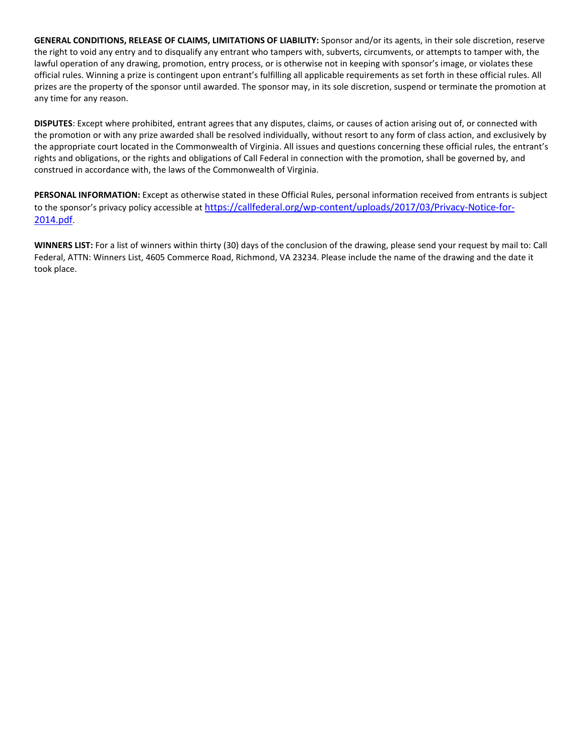**GENERAL CONDITIONS, RELEASE OF CLAIMS, LIMITATIONS OF LIABILITY:** Sponsor and/or its agents, in their sole discretion, reserve the right to void any entry and to disqualify any entrant who tampers with, subverts, circumvents, or attempts to tamper with, the lawful operation of any drawing, promotion, entry process, or is otherwise not in keeping with sponsor's image, or violates these official rules. Winning a prize is contingent upon entrant's fulfilling all applicable requirements as set forth in these official rules. All prizes are the property of the sponsor until awarded. The sponsor may, in its sole discretion, suspend or terminate the promotion at any time for any reason.

**DISPUTES**: Except where prohibited, entrant agrees that any disputes, claims, or causes of action arising out of, or connected with the promotion or with any prize awarded shall be resolved individually, without resort to any form of class action, and exclusively by the appropriate court located in the Commonwealth of Virginia. All issues and questions concerning these official rules, the entrant's rights and obligations, or the rights and obligations of Call Federal in connection with the promotion, shall be governed by, and construed in accordance with, the laws of the Commonwealth of Virginia.

**PERSONAL INFORMATION:** Except as otherwise stated in these Official Rules, personal information received from entrants is subject to the sponsor's privacy policy accessible at [https://callfederal.org/wp-content/uploads/2017/03/Privacy-Notice-for-2014.pdf](https://callfederal.org/wp-content/uploads/2017/03/Privacy-Notice-for-2014.pdf).

**WINNERS LIST:** For a list of winners within thirty (30) days of the conclusion of the drawing, please send your request by mail to: Call Federal, ATTN: Winners List, 4605 Commerce Road, Richmond, VA 23234. Please include the name of the drawing and the date it took place.